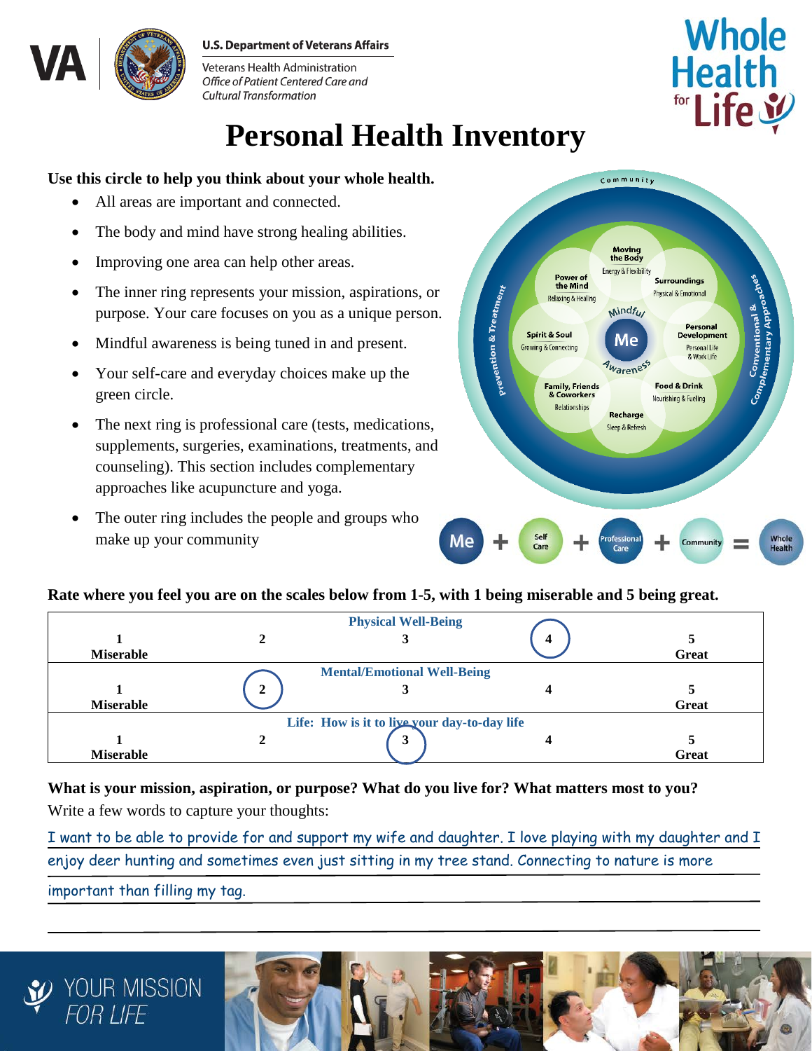U.S. Department of Veterans Affairs

Veterans Health Administration
*Office of Patient Centered Care and Cultural Transformation*

Whole Health for Life

# Personal Health Inventory

**Use this circle to help you think about your whole health.**

- All areas are important and connected.
- The body and mind have strong healing abilities.
- Improving one area can help other areas.
- The inner ring represents your mission, aspirations, or purpose. Your care focuses on you as a unique person.
- Mindful awareness is being tuned in and present.
- Your self-care and everyday choices make up the green circle.
- The next ring is professional care (tests, medications, supplements, surgeries, examinations, treatments, and counseling). This section includes complementary approaches like acupuncture and yoga.
- The outer ring includes the people and groups who make up your community

Community
Moving the Body — Energy & Flexibility
Surroundings — Physical & Emotional
Personal Development — Personal Life & Work Life
Food & Drink — Nourishing & Fueling
Recharge — Sleep & Refresh
Family, Friends & Coworkers — Relationships
Spirit & Soul — Growing & Connecting
Power of the Mind — Relaxing & Healing
Mindful Awareness — Me
Prevention & Treatment
Conventional & Complementary Approaches

Me + Self Care + Professional Care + Community = Whole Health

**Rate where you feel you are on the scales below from 1-5, with 1 being miserable and 5 being great.**

| Physical Well-Being | | | | |
|---|---|---|---|---|
| 1 Miserable | 2 | 3 | (4) | 5 Great |
| **Mental/Emotional Well-Being** | | | | |
| 1 Miserable | (2) | 3 | 4 | 5 Great |
| **Life: How is it to live your day-to-day life** | | | | |
| 1 Miserable | 2 | (3) | 4 | 5 Great |

**What is your mission, aspiration, or purpose? What do you live for? What matters most to you?**
Write a few words to capture your thoughts:

I want to be able to provide for and support my wife and daughter. I love playing with my daughter and I enjoy deer hunting and sometimes even just sitting in my tree stand. Connecting to nature is more important than filling my tag.

YOUR MISSION FOR LIFE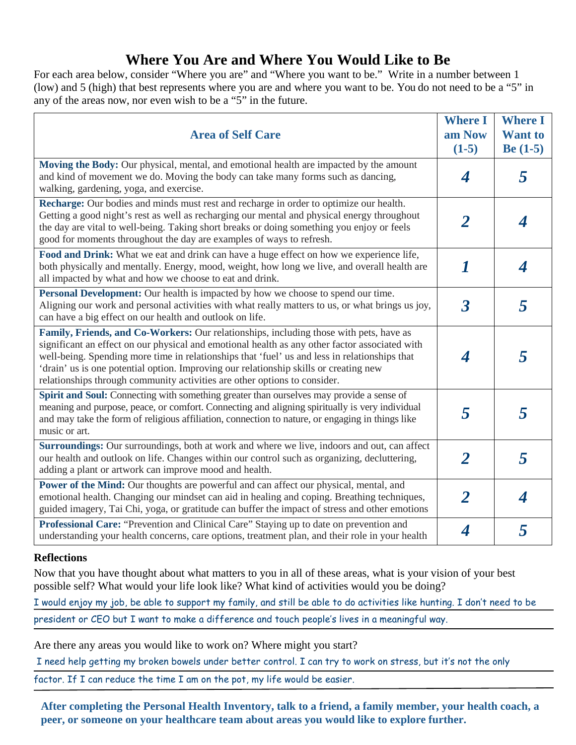# Where You Are and Where You Would Like to Be

For each area below, consider "Where you are" and "Where you want to be." Write in a number between 1 (low) and 5 (high) that best represents where you are and where you want to be. You do not need to be a "5" in any of the areas now, nor even wish to be a "5" in the future.

| Area of Self Care | Where I am Now (1-5) | Where I Want to Be (1-5) |
|---|---|---|
| **Moving the Body:** Our physical, mental, and emotional health are impacted by the amount and kind of movement we do. Moving the body can take many forms such as dancing, walking, gardening, yoga, and exercise. | *4* | *5* |
| **Recharge:** Our bodies and minds must rest and recharge in order to optimize our health. Getting a good night's rest as well as recharging our mental and physical energy throughout the day are vital to well-being. Taking short breaks or doing something you enjoy or feels good for moments throughout the day are examples of ways to refresh. | *2* | *4* |
| **Food and Drink:** What we eat and drink can have a huge effect on how we experience life, both physically and mentally. Energy, mood, weight, how long we live, and overall health are all impacted by what and how we choose to eat and drink. | *1* | *4* |
| **Personal Development:** Our health is impacted by how we choose to spend our time. Aligning our work and personal activities with what really matters to us, or what brings us joy, can have a big effect on our health and outlook on life. | *3* | *5* |
| **Family, Friends, and Co-Workers:** Our relationships, including those with pets, have as significant an effect on our physical and emotional health as any other factor associated with well-being. Spending more time in relationships that 'fuel' us and less in relationships that 'drain' us is one potential option. Improving our relationship skills or creating new relationships through community activities are other options to consider. | *4* | *5* |
| **Spirit and Soul:** Connecting with something greater than ourselves may provide a sense of meaning and purpose, peace, or comfort. Connecting and aligning spiritually is very individual and may take the form of religious affiliation, connection to nature, or engaging in things like music or art. | *5* | *5* |
| **Surroundings:** Our surroundings, both at work and where we live, indoors and out, can affect our health and outlook on life. Changes within our control such as organizing, decluttering, adding a plant or artwork can improve mood and health. | *2* | *5* |
| **Power of the Mind:** Our thoughts are powerful and can affect our physical, mental, and emotional health. Changing our mindset can aid in healing and coping. Breathing techniques, guided imagery, Tai Chi, yoga, or gratitude can buffer the impact of stress and other emotions | *2* | *4* |
| **Professional Care:** "Prevention and Clinical Care" Staying up to date on prevention and understanding your health concerns, care options, treatment plan, and their role in your health | *4* | *5* |

**Reflections**

Now that you have thought about what matters to you in all of these areas, what is your vision of your best possible self? What would your life look like? What kind of activities would you be doing?

I would enjoy my job, be able to support my family, and still be able to do activities like hunting. I don't need to be president or CEO but I want to make a difference and touch people's lives in a meaningful way.

Are there any areas you would like to work on? Where might you start?

I need help getting my broken bowels under better control. I can try to work on stress, but it's not the only factor. If I can reduce the time I am on the pot, my life would be easier.

**After completing the Personal Health Inventory, talk to a friend, a family member, your health coach, a peer, or someone on your healthcare team about areas you would like to explore further.**